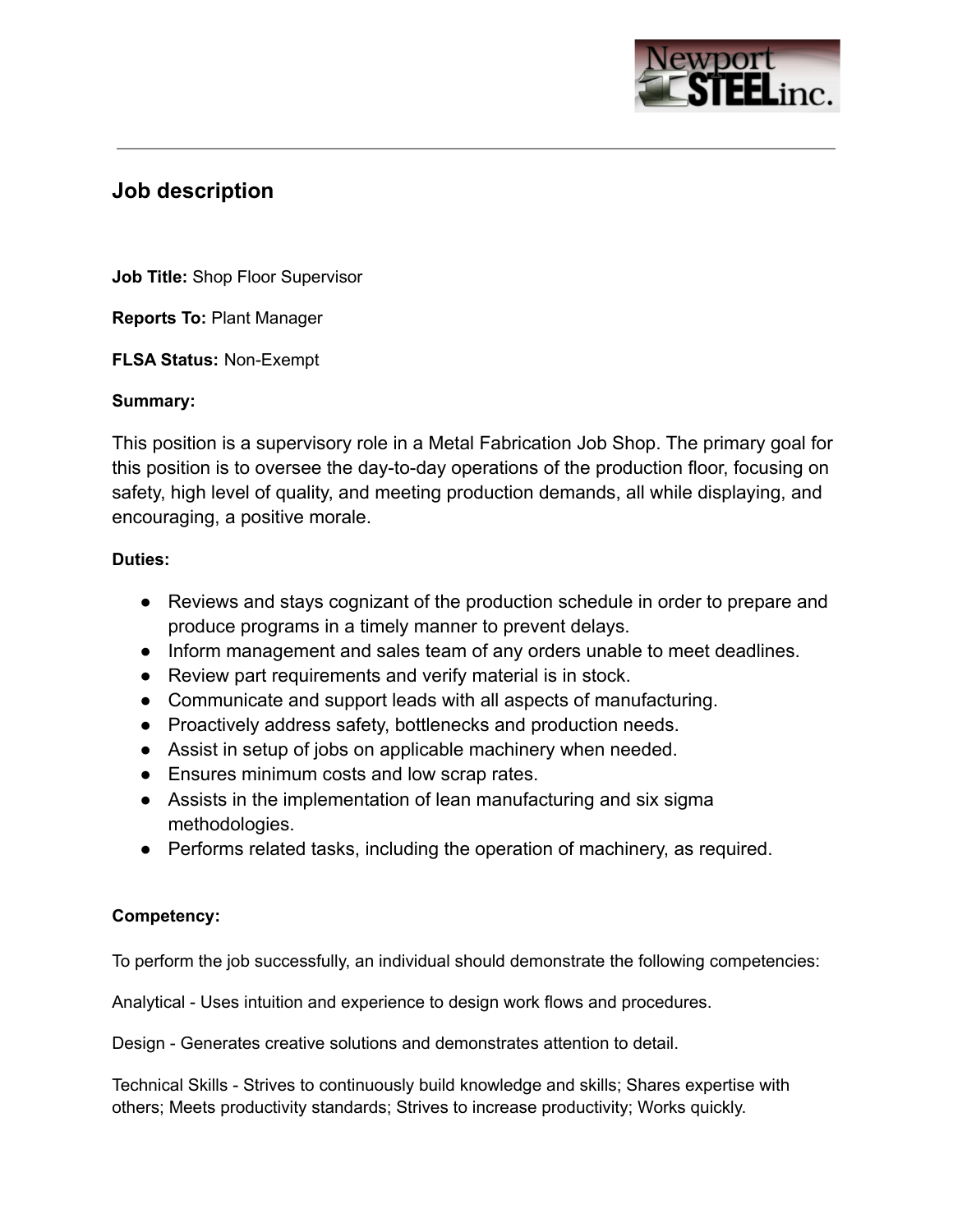## Job description

**Job Title:** Shop Floor Supervisor

**Reports To:** Plant Manager

**FLSA Status:** Non-Exempt

**Summary:**

This position is a supervisory role in a Metal Fabrication Job Shop. The primary goal for this position is to oversee the day-to-day operations of the production floor, focusing on safety, high level of quality, and meeting production demands, all while displaying, and encouraging, a positive morale.

**Duties:**

- Reviews and stays cognizant of the production schedule in order to prepare and produce programs in a timely manner to prevent delays.
- Inform management and sales team of any orders unable to meet deadlines.
- Review part requirements and verify material is in stock.
- Communicate and support leads with all aspects of manufacturing.
- Proactively address safety, bottlenecks and production needs.
- Assist in setup of jobs on applicable machinery when needed.
- Ensures minimum costs and low scrap rates.
- Assists in the implementation of lean manufacturing and six sigma methodologies.
- Performs related tasks, including the operation of machinery, as required.

**Competency:**

To perform the job successfully, an individual should demonstrate the following competencies:

Analytical - Uses intuition and experience to design work flows and procedures.

Design - Generates creative solutions and demonstrates attention to detail.

Technical Skills - Strives to continuously build knowledge and skills; Shares expertise with others; Meets productivity standards; Strives to increase productivity; Works quickly.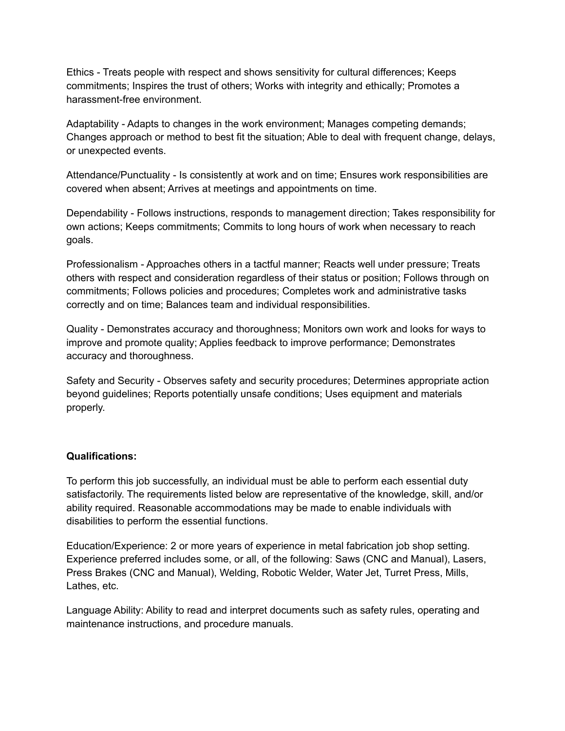Ethics - Treats people with respect and shows sensitivity for cultural differences; Keeps commitments; Inspires the trust of others; Works with integrity and ethically; Promotes a harassment-free environment.

Adaptability - Adapts to changes in the work environment; Manages competing demands; Changes approach or method to best fit the situation; Able to deal with frequent change, delays, or unexpected events.

Attendance/Punctuality - Is consistently at work and on time; Ensures work responsibilities are covered when absent; Arrives at meetings and appointments on time.

Dependability - Follows instructions, responds to management direction; Takes responsibility for own actions; Keeps commitments; Commits to long hours of work when necessary to reach goals.

Professionalism - Approaches others in a tactful manner; Reacts well under pressure; Treats others with respect and consideration regardless of their status or position; Follows through on commitments; Follows policies and procedures; Completes work and administrative tasks correctly and on time; Balances team and individual responsibilities.

Quality - Demonstrates accuracy and thoroughness; Monitors own work and looks for ways to improve and promote quality; Applies feedback to improve performance; Demonstrates accuracy and thoroughness.

Safety and Security - Observes safety and security procedures; Determines appropriate action beyond guidelines; Reports potentially unsafe conditions; Uses equipment and materials properly.

**Qualifications:**

To perform this job successfully, an individual must be able to perform each essential duty satisfactorily. The requirements listed below are representative of the knowledge, skill, and/or ability required. Reasonable accommodations may be made to enable individuals with disabilities to perform the essential functions.

Education/Experience: 2 or more years of experience in metal fabrication job shop setting. Experience preferred includes some, or all, of the following: Saws (CNC and Manual), Lasers, Press Brakes (CNC and Manual), Welding, Robotic Welder, Water Jet, Turret Press, Mills, Lathes, etc.

Language Ability: Ability to read and interpret documents such as safety rules, operating and maintenance instructions, and procedure manuals.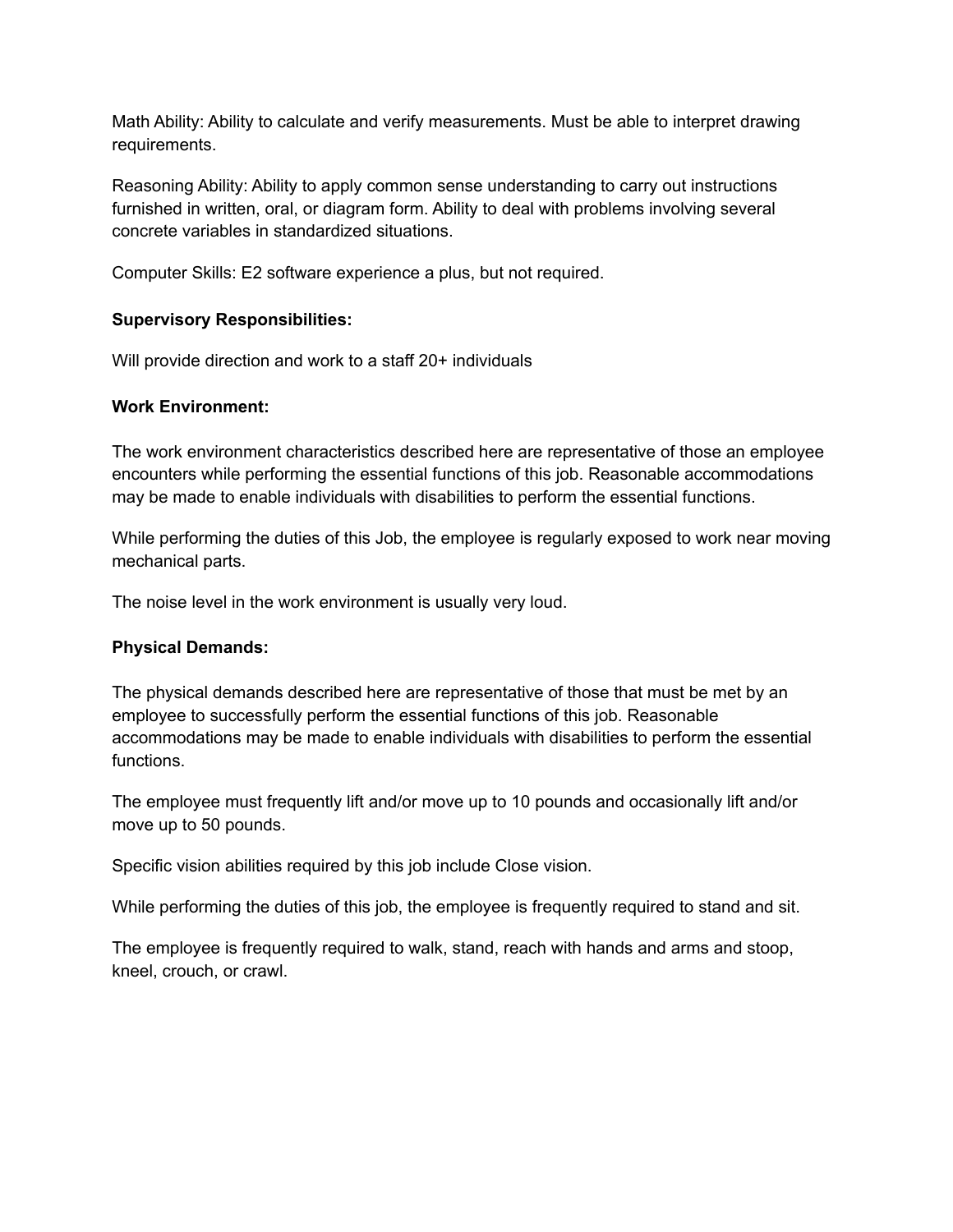Math Ability: Ability to calculate and verify measurements. Must be able to interpret drawing requirements.

Reasoning Ability: Ability to apply common sense understanding to carry out instructions furnished in written, oral, or diagram form. Ability to deal with problems involving several concrete variables in standardized situations.

Computer Skills: E2 software experience a plus, but not required.

**Supervisory Responsibilities:**

Will provide direction and work to a staff 20+ individuals

**Work Environment:**

The work environment characteristics described here are representative of those an employee encounters while performing the essential functions of this job. Reasonable accommodations may be made to enable individuals with disabilities to perform the essential functions.

While performing the duties of this Job, the employee is regularly exposed to work near moving mechanical parts.

The noise level in the work environment is usually very loud.

**Physical Demands:**

The physical demands described here are representative of those that must be met by an employee to successfully perform the essential functions of this job. Reasonable accommodations may be made to enable individuals with disabilities to perform the essential functions.

The employee must frequently lift and/or move up to 10 pounds and occasionally lift and/or move up to 50 pounds.

Specific vision abilities required by this job include Close vision.

While performing the duties of this job, the employee is frequently required to stand and sit.

The employee is frequently required to walk, stand, reach with hands and arms and stoop, kneel, crouch, or crawl.